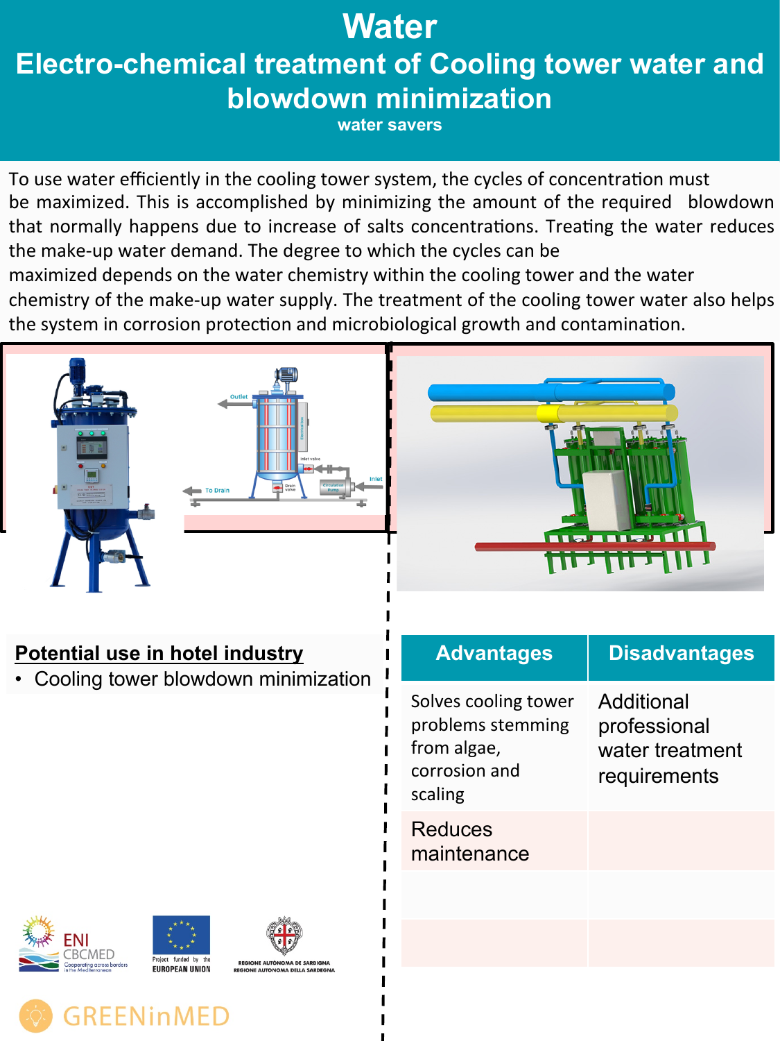# Water

## Electro-chemical treatment of Cooling tower water and blowdown minimization

**water savers**

To use water efficiently in the cooling tower system, the cycles of concentration must be maximized. This is accomplished by minimizing the amount of the required blowdown that normally happens due to increase of salts concentrations. Treating the water reduces the make-up water demand. The degree to which the cycles can be maximized depends on the water chemistry within the cooling tower and the water chemistry of the make-up water supply. The treatment of the cooling tower water also helps the system in corrosion protection and microbiological growth and contamination.

### Potential use in hotel industry

- Cooling tower blowdown minimization

| Advantages | Disadvantages |
| --- | --- |
| Solves cooling tower problems stemming from algae, corrosion and scaling | Additional professional water treatment requirements |
| Reduces maintenance | |
| | |
| | |

ENI CBCMED Cooperating across borders in the Mediterranean

Project funded by the EUROPEAN UNION

REGIONE AUTÒNOMA DE SARDIGNA REGIONE AUTONOMA DELLA SARDEGNA

GREENinMED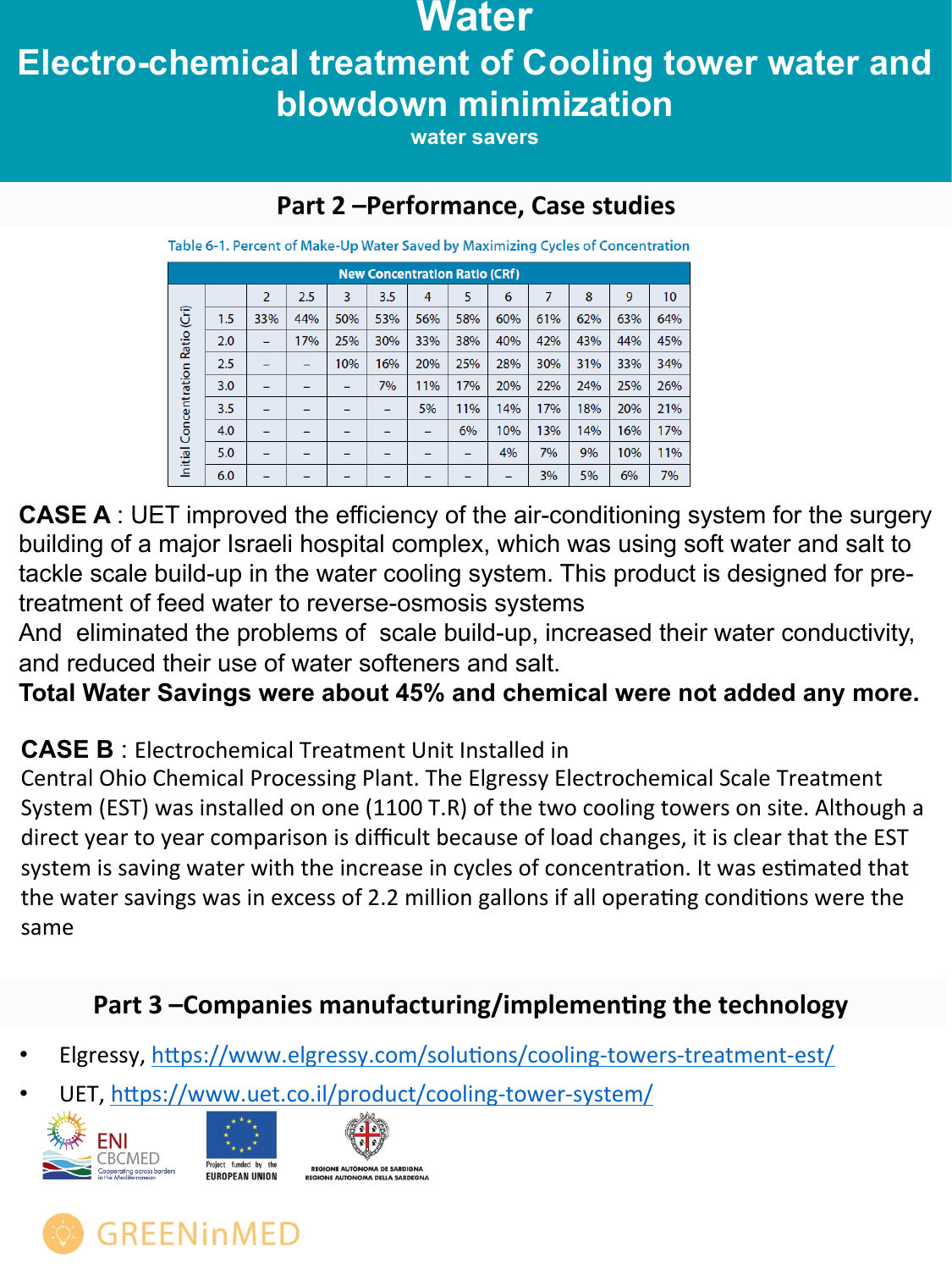# Water

## Electro-chemical treatment of Cooling tower water and blowdown minimization

water savers

## Part 2 –Performance, Case studies

Table 6-1. Percent of Make-Up Water Saved by Maximizing Cycles of Concentration

| Initial Concentration Ratio (Cri) | New Concentration Ratio (CRf) | | | | | | | | | | |
|---|---|---|---|---|---|---|---|---|---|---|---|
| | 2 | 2.5 | 3 | 3.5 | 4 | 5 | 6 | 7 | 8 | 9 | 10 |
| 1.5 | 33% | 44% | 50% | 53% | 56% | 58% | 60% | 61% | 62% | 63% | 64% |
| 2.0 | – | 17% | 25% | 30% | 33% | 38% | 40% | 42% | 43% | 44% | 45% |
| 2.5 | – | – | 10% | 16% | 20% | 25% | 28% | 30% | 31% | 33% | 34% |
| 3.0 | – | – | – | 7% | 11% | 17% | 20% | 22% | 24% | 25% | 26% |
| 3.5 | – | – | – | – | 5% | 11% | 14% | 17% | 18% | 20% | 21% |
| 4.0 | – | – | – | – | – | 6% | 10% | 13% | 14% | 16% | 17% |
| 5.0 | – | – | – | – | – | – | 4% | 7% | 9% | 10% | 11% |
| 6.0 | – | – | – | – | – | – | – | 3% | 5% | 6% | 7% |

**CASE A** : UET improved the efficiency of the air-conditioning system for the surgery building of a major Israeli hospital complex, which was using soft water and salt to tackle scale build-up in the water cooling system. This product is designed for pre-treatment of feed water to reverse-osmosis systems
And eliminated the problems of scale build-up, increased their water conductivity, and reduced their use of water softeners and salt.
**Total Water Savings were about 45% and chemical were not added any more.**

**CASE B** : Electrochemical Treatment Unit Installed in
Central Ohio Chemical Processing Plant. The Elgressy Electrochemical Scale Treatment System (EST) was installed on one (1100 T.R) of the two cooling towers on site. Although a direct year to year comparison is difficult because of load changes, it is clear that the EST system is saving water with the increase in cycles of concentration. It was estimated that the water savings was in excess of 2.2 million gallons if all operating conditions were the same

## Part 3 –Companies manufacturing/implementing the technology

- Elgressy, https://www.elgressy.com/solutions/cooling-towers-treatment-est/
- UET, https://www.uet.co.il/product/cooling-tower-system/

ENI CBCMED Cooperating across borders in the Mediterranean

Project funded by the EUROPEAN UNION

REGIONE AUTÒNOMA DE SARDIGNA
REGIONE AUTONOMA DELLA SARDEGNA

GREENinMED